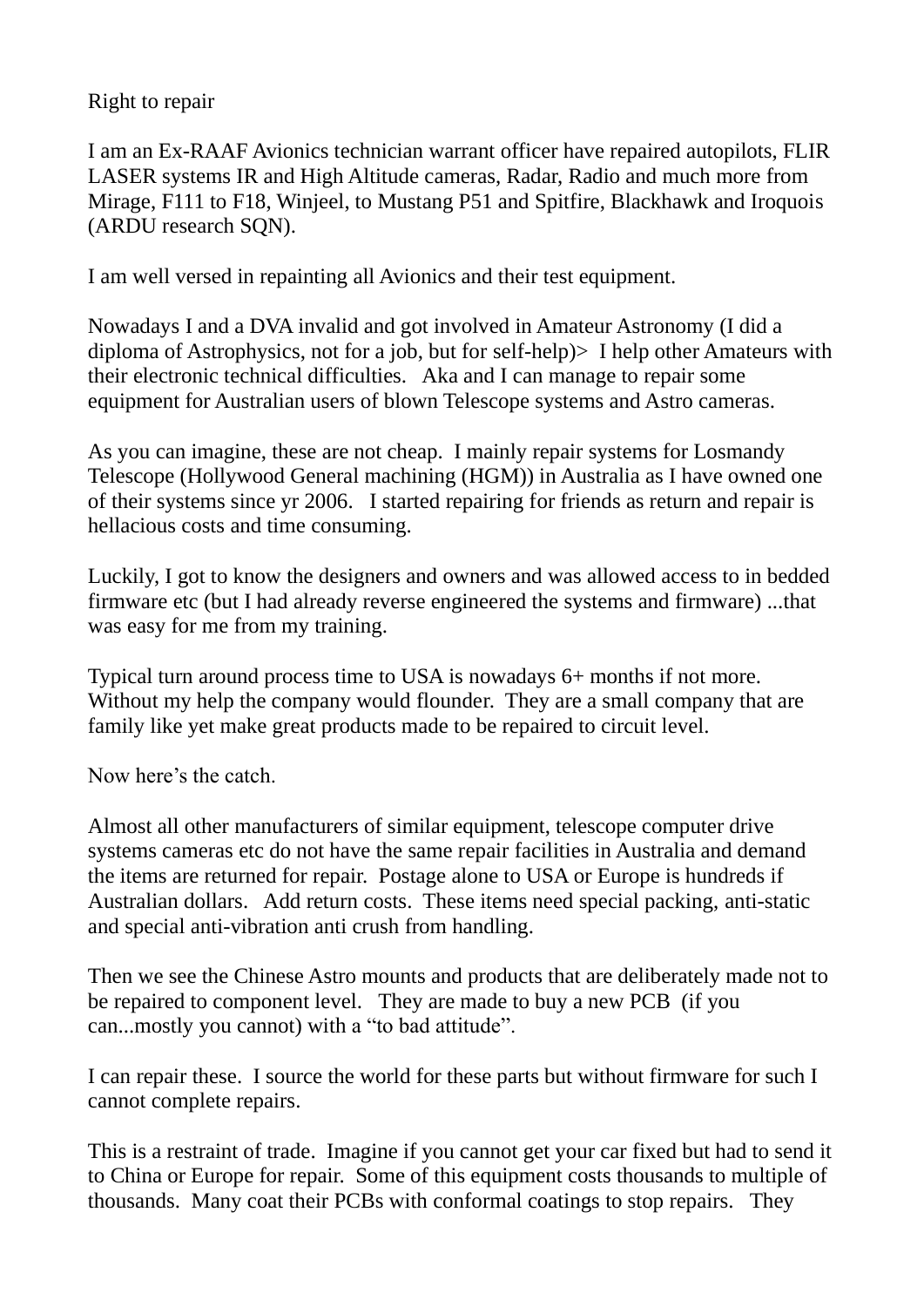Right to repair

I am an Ex-RAAF Avionics technician warrant officer have repaired autopilots, FLIR LASER systems IR and High Altitude cameras, Radar, Radio and much more from Mirage, F111 to F18, Winjeel, to Mustang P51 and Spitfire, Blackhawk and Iroquois (ARDU research SQN).

I am well versed in repainting all Avionics and their test equipment.

Nowadays I and a DVA invalid and got involved in Amateur Astronomy (I did a diploma of Astrophysics, not for a job, but for self-help)> I help other Amateurs with their electronic technical difficulties. Aka and I can manage to repair some equipment for Australian users of blown Telescope systems and Astro cameras.

As you can imagine, these are not cheap. I mainly repair systems for Losmandy Telescope (Hollywood General machining (HGM)) in Australia as I have owned one of their systems since yr 2006. I started repairing for friends as return and repair is hellacious costs and time consuming.

Luckily, I got to know the designers and owners and was allowed access to in bedded firmware etc (but I had already reverse engineered the systems and firmware) ...that was easy for me from my training.

Typical turn around process time to USA is nowadays 6+ months if not more. Without my help the company would flounder. They are a small company that are family like yet make great products made to be repaired to circuit level.

Now here's the catch.

Almost all other manufacturers of similar equipment, telescope computer drive systems cameras etc do not have the same repair facilities in Australia and demand the items are returned for repair. Postage alone to USA or Europe is hundreds if Australian dollars. Add return costs. These items need special packing, anti-static and special anti-vibration anti crush from handling.

Then we see the Chinese Astro mounts and products that are deliberately made not to be repaired to component level. They are made to buy a new PCB (if you can...mostly you cannot) with a "to bad attitude".

I can repair these. I source the world for these parts but without firmware for such I cannot complete repairs.

This is a restraint of trade. Imagine if you cannot get your car fixed but had to send it to China or Europe for repair. Some of this equipment costs thousands to multiple of thousands. Many coat their PCBs with conformal coatings to stop repairs. They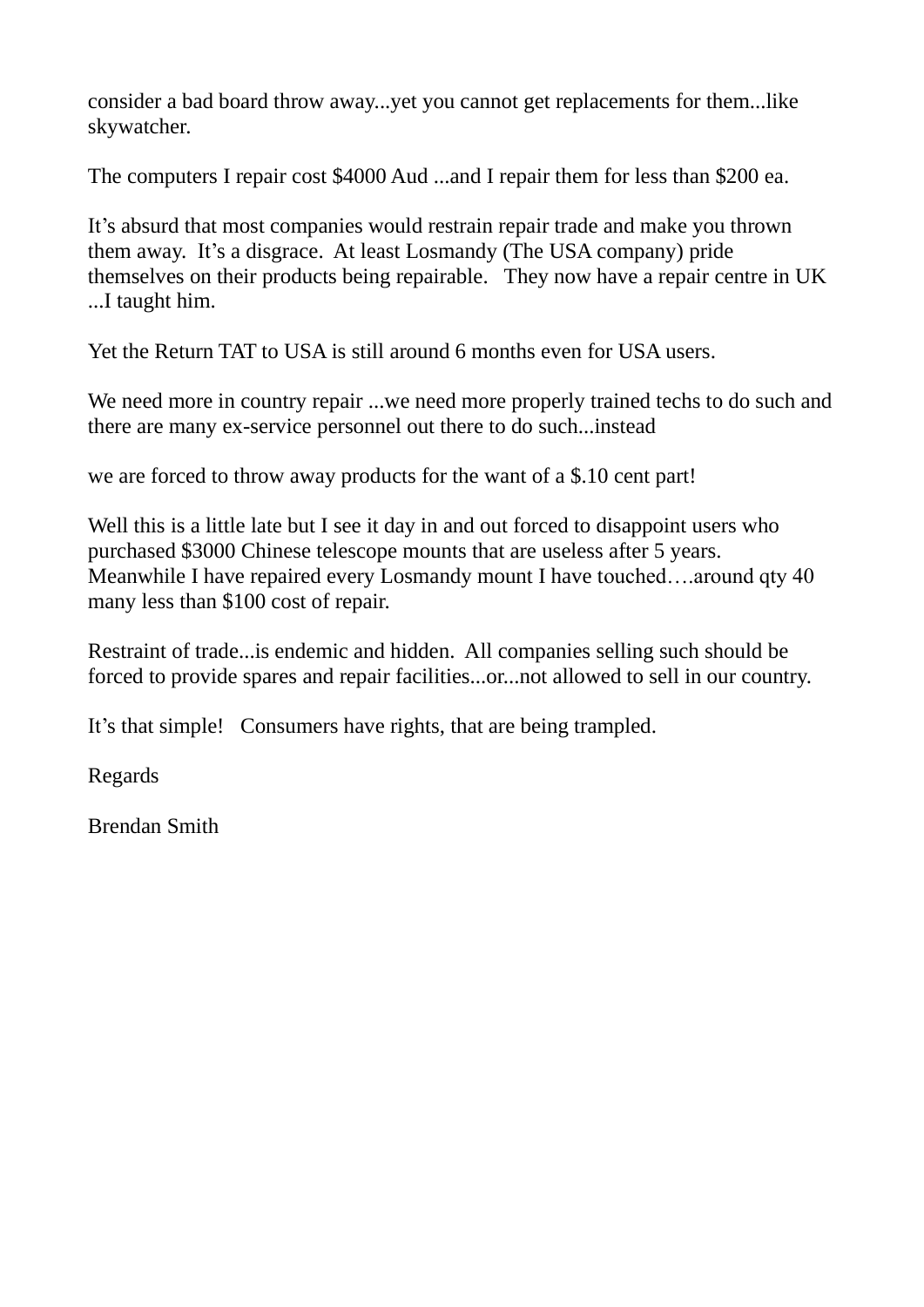consider a bad board throw away...yet you cannot get replacements for them...like skywatcher.

The computers I repair cost $4000 Aud ...and I repair them for less than $200 ea.

It's absurd that most companies would restrain repair trade and make you thrown them away. It's a disgrace. At least Losmandy (The USA company) pride themselves on their products being repairable. They now have a repair centre in UK ...I taught him.

Yet the Return TAT to USA is still around 6 months even for USA users.

We need more in country repair ...we need more properly trained techs to do such and there are many ex-service personnel out there to do such...instead

we are forced to throw away products for the want of a $.10 cent part!

Well this is a little late but I see it day in and out forced to disappoint users who purchased $3000 Chinese telescope mounts that are useless after 5 years. Meanwhile I have repaired every Losmandy mount I have touched….around qty 40 many less than $100 cost of repair.

Restraint of trade...is endemic and hidden. All companies selling such should be forced to provide spares and repair facilities...or...not allowed to sell in our country.

It's that simple! Consumers have rights, that are being trampled.

Regards

Brendan Smith